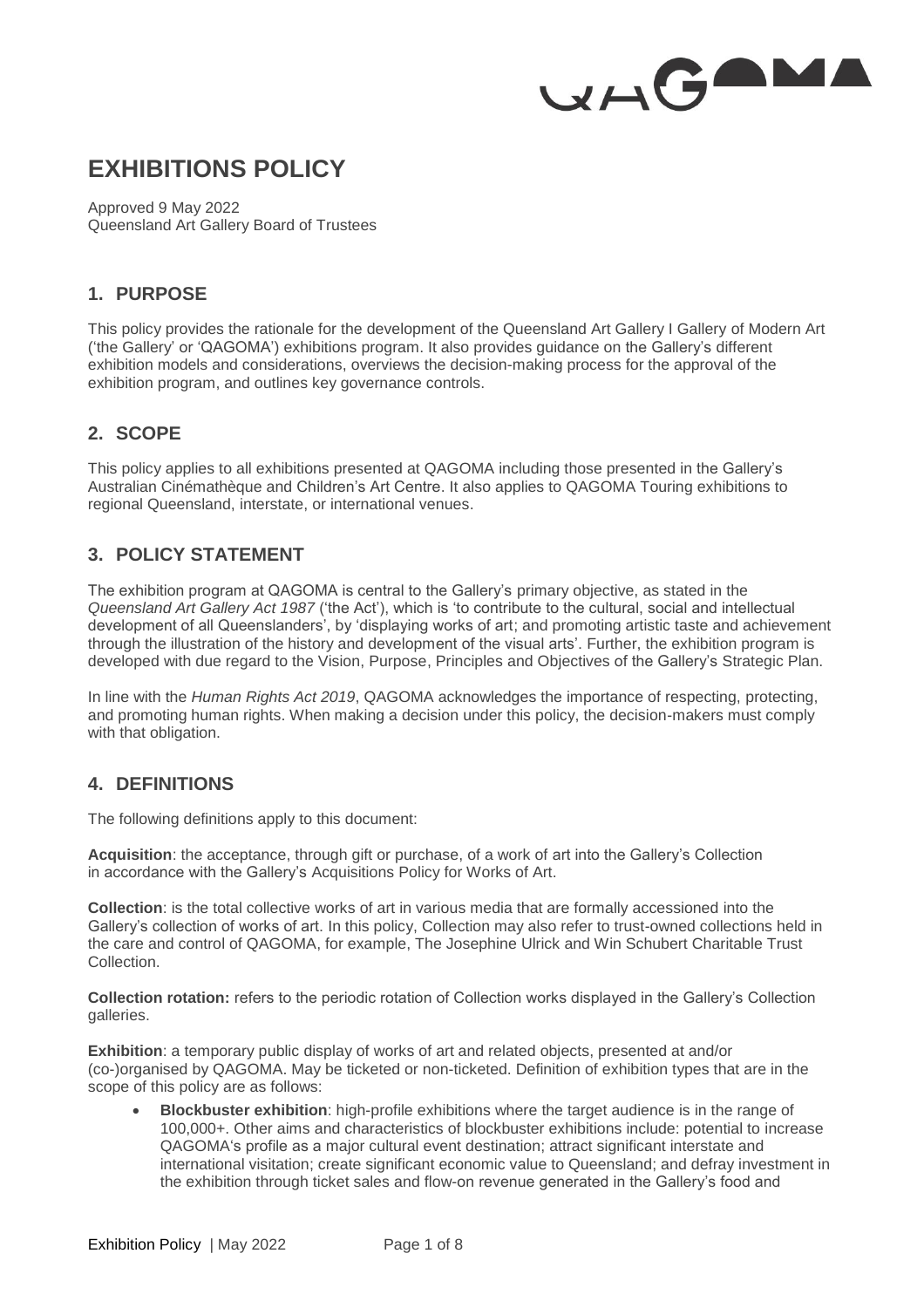# EXHIBITIONS POLICY

Approved 9 May 2022
Queensland Art Gallery Board of Trustees

## 1. PURPOSE

This policy provides the rationale for the development of the Queensland Art Gallery I Gallery of Modern Art ('the Gallery' or 'QAGOMA') exhibitions program. It also provides guidance on the Gallery's different exhibition models and considerations, overviews the decision-making process for the approval of the exhibition program, and outlines key governance controls.

## 2. SCOPE

This policy applies to all exhibitions presented at QAGOMA including those presented in the Gallery's Australian Cinémathèque and Children's Art Centre. It also applies to QAGOMA Touring exhibitions to regional Queensland, interstate, or international venues.

## 3. POLICY STATEMENT

The exhibition program at QAGOMA is central to the Gallery's primary objective, as stated in the *Queensland Art Gallery Act 1987* ('the Act'), which is 'to contribute to the cultural, social and intellectual development of all Queenslanders', by 'displaying works of art; and promoting artistic taste and achievement through the illustration of the history and development of the visual arts'. Further, the exhibition program is developed with due regard to the Vision, Purpose, Principles and Objectives of the Gallery's Strategic Plan.

In line with the *Human Rights Act 2019*, QAGOMA acknowledges the importance of respecting, protecting, and promoting human rights. When making a decision under this policy, the decision-makers must comply with that obligation.

## 4. DEFINITIONS

The following definitions apply to this document:

**Acquisition**: the acceptance, through gift or purchase, of a work of art into the Gallery's Collection in accordance with the Gallery's Acquisitions Policy for Works of Art.

**Collection**: is the total collective works of art in various media that are formally accessioned into the Gallery's collection of works of art. In this policy, Collection may also refer to trust-owned collections held in the care and control of QAGOMA, for example, The Josephine Ulrick and Win Schubert Charitable Trust Collection.

**Collection rotation:** refers to the periodic rotation of Collection works displayed in the Gallery's Collection galleries.

**Exhibition**: a temporary public display of works of art and related objects, presented at and/or (co-)organised by QAGOMA. May be ticketed or non-ticketed. Definition of exhibition types that are in the scope of this policy are as follows:

- **Blockbuster exhibition**: high-profile exhibitions where the target audience is in the range of 100,000+. Other aims and characteristics of blockbuster exhibitions include: potential to increase QAGOMA's profile as a major cultural event destination; attract significant interstate and international visitation; create significant economic value to Queensland; and defray investment in the exhibition through ticket sales and flow-on revenue generated in the Gallery's food and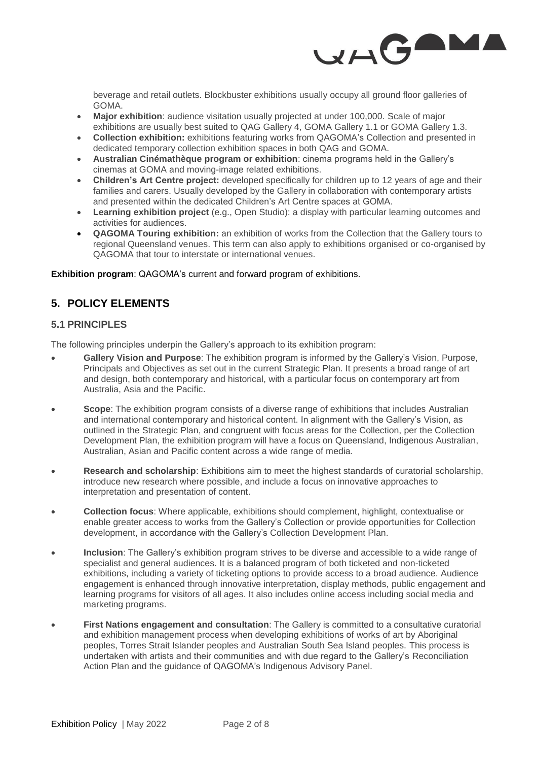beverage and retail outlets. Blockbuster exhibitions usually occupy all ground floor galleries of GOMA.

- **Major exhibition**: audience visitation usually projected at under 100,000. Scale of major exhibitions are usually best suited to QAG Gallery 4, GOMA Gallery 1.1 or GOMA Gallery 1.3.
- **Collection exhibition:** exhibitions featuring works from QAGOMA's Collection and presented in dedicated temporary collection exhibition spaces in both QAG and GOMA.
- **Australian Cinémathèque program or exhibition**: cinema programs held in the Gallery's cinemas at GOMA and moving-image related exhibitions.
- **Children's Art Centre project:** developed specifically for children up to 12 years of age and their families and carers. Usually developed by the Gallery in collaboration with contemporary artists and presented within the dedicated Children's Art Centre spaces at GOMA.
- **Learning exhibition project** (e.g., Open Studio): a display with particular learning outcomes and activities for audiences.
- **QAGOMA Touring exhibition:** an exhibition of works from the Collection that the Gallery tours to regional Queensland venues. This term can also apply to exhibitions organised or co-organised by QAGOMA that tour to interstate or international venues.

**Exhibition program**: QAGOMA's current and forward program of exhibitions.

## 5. POLICY ELEMENTS

### 5.1 PRINCIPLES

The following principles underpin the Gallery's approach to its exhibition program:

- **Gallery Vision and Purpose**: The exhibition program is informed by the Gallery's Vision, Purpose, Principals and Objectives as set out in the current Strategic Plan. It presents a broad range of art and design, both contemporary and historical, with a particular focus on contemporary art from Australia, Asia and the Pacific.
- **Scope**: The exhibition program consists of a diverse range of exhibitions that includes Australian and international contemporary and historical content. In alignment with the Gallery's Vision, as outlined in the Strategic Plan, and congruent with focus areas for the Collection, per the Collection Development Plan, the exhibition program will have a focus on Queensland, Indigenous Australian, Australian, Asian and Pacific content across a wide range of media.
- **Research and scholarship**: Exhibitions aim to meet the highest standards of curatorial scholarship, introduce new research where possible, and include a focus on innovative approaches to interpretation and presentation of content.
- **Collection focus**: Where applicable, exhibitions should complement, highlight, contextualise or enable greater access to works from the Gallery's Collection or provide opportunities for Collection development, in accordance with the Gallery's Collection Development Plan.
- **Inclusion**: The Gallery's exhibition program strives to be diverse and accessible to a wide range of specialist and general audiences. It is a balanced program of both ticketed and non-ticketed exhibitions, including a variety of ticketing options to provide access to a broad audience. Audience engagement is enhanced through innovative interpretation, display methods, public engagement and learning programs for visitors of all ages. It also includes online access including social media and marketing programs.
- **First Nations engagement and consultation**: The Gallery is committed to a consultative curatorial and exhibition management process when developing exhibitions of works of art by Aboriginal peoples, Torres Strait Islander peoples and Australian South Sea Island peoples. This process is undertaken with artists and their communities and with due regard to the Gallery's Reconciliation Action Plan and the guidance of QAGOMA's Indigenous Advisory Panel.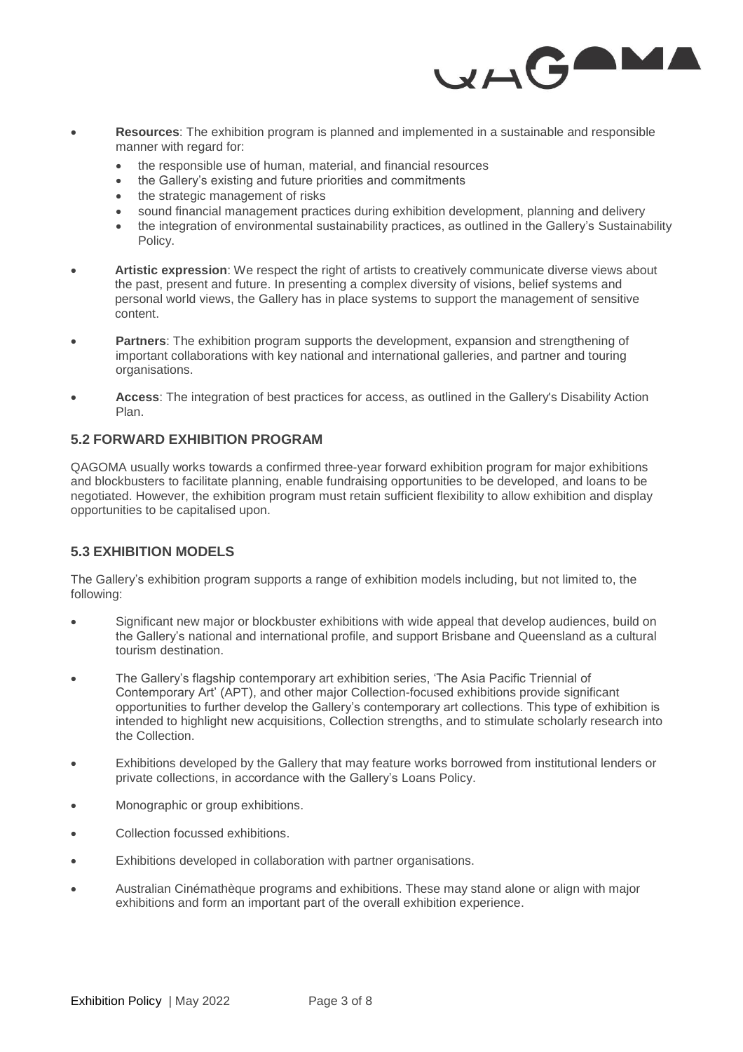- **Resources**: The exhibition program is planned and implemented in a sustainable and responsible manner with regard for:
  - the responsible use of human, material, and financial resources
  - the Gallery's existing and future priorities and commitments
  - the strategic management of risks
  - sound financial management practices during exhibition development, planning and delivery
  - the integration of environmental sustainability practices, as outlined in the Gallery's Sustainability Policy.
- **Artistic expression**: We respect the right of artists to creatively communicate diverse views about the past, present and future. In presenting a complex diversity of visions, belief systems and personal world views, the Gallery has in place systems to support the management of sensitive content.
- **Partners**: The exhibition program supports the development, expansion and strengthening of important collaborations with key national and international galleries, and partner and touring organisations.
- **Access**: The integration of best practices for access, as outlined in the Gallery's Disability Action Plan.

### 5.2 FORWARD EXHIBITION PROGRAM

QAGOMA usually works towards a confirmed three-year forward exhibition program for major exhibitions and blockbusters to facilitate planning, enable fundraising opportunities to be developed, and loans to be negotiated. However, the exhibition program must retain sufficient flexibility to allow exhibition and display opportunities to be capitalised upon.

### 5.3 EXHIBITION MODELS

The Gallery's exhibition program supports a range of exhibition models including, but not limited to, the following:

- Significant new major or blockbuster exhibitions with wide appeal that develop audiences, build on the Gallery's national and international profile, and support Brisbane and Queensland as a cultural tourism destination.
- The Gallery's flagship contemporary art exhibition series, 'The Asia Pacific Triennial of Contemporary Art' (APT), and other major Collection-focused exhibitions provide significant opportunities to further develop the Gallery's contemporary art collections. This type of exhibition is intended to highlight new acquisitions, Collection strengths, and to stimulate scholarly research into the Collection.
- Exhibitions developed by the Gallery that may feature works borrowed from institutional lenders or private collections, in accordance with the Gallery's Loans Policy.
- Monographic or group exhibitions.
- Collection focussed exhibitions.
- Exhibitions developed in collaboration with partner organisations.
- Australian Cinémathèque programs and exhibitions. These may stand alone or align with major exhibitions and form an important part of the overall exhibition experience.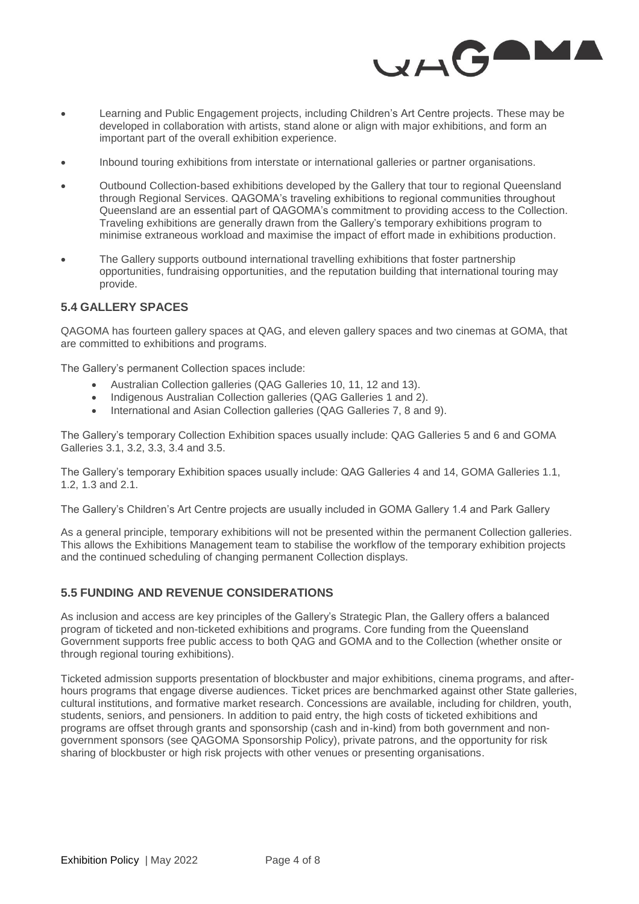- Learning and Public Engagement projects, including Children's Art Centre projects. These may be developed in collaboration with artists, stand alone or align with major exhibitions, and form an important part of the overall exhibition experience.
- Inbound touring exhibitions from interstate or international galleries or partner organisations.
- Outbound Collection-based exhibitions developed by the Gallery that tour to regional Queensland through Regional Services. QAGOMA's traveling exhibitions to regional communities throughout Queensland are an essential part of QAGOMA's commitment to providing access to the Collection. Traveling exhibitions are generally drawn from the Gallery's temporary exhibitions program to minimise extraneous workload and maximise the impact of effort made in exhibitions production.
- The Gallery supports outbound international travelling exhibitions that foster partnership opportunities, fundraising opportunities, and the reputation building that international touring may provide.

## 5.4 GALLERY SPACES

QAGOMA has fourteen gallery spaces at QAG, and eleven gallery spaces and two cinemas at GOMA, that are committed to exhibitions and programs.

The Gallery's permanent Collection spaces include:

- Australian Collection galleries (QAG Galleries 10, 11, 12 and 13).
- Indigenous Australian Collection galleries (QAG Galleries 1 and 2).
- International and Asian Collection galleries (QAG Galleries 7, 8 and 9).

The Gallery's temporary Collection Exhibition spaces usually include: QAG Galleries 5 and 6 and GOMA Galleries 3.1, 3.2, 3.3, 3.4 and 3.5.

The Gallery's temporary Exhibition spaces usually include: QAG Galleries 4 and 14, GOMA Galleries 1.1, 1.2, 1.3 and 2.1.

The Gallery's Children's Art Centre projects are usually included in GOMA Gallery 1.4 and Park Gallery

As a general principle, temporary exhibitions will not be presented within the permanent Collection galleries. This allows the Exhibitions Management team to stabilise the workflow of the temporary exhibition projects and the continued scheduling of changing permanent Collection displays.

## 5.5 FUNDING AND REVENUE CONSIDERATIONS

As inclusion and access are key principles of the Gallery's Strategic Plan, the Gallery offers a balanced program of ticketed and non-ticketed exhibitions and programs. Core funding from the Queensland Government supports free public access to both QAG and GOMA and to the Collection (whether onsite or through regional touring exhibitions).

Ticketed admission supports presentation of blockbuster and major exhibitions, cinema programs, and after-hours programs that engage diverse audiences. Ticket prices are benchmarked against other State galleries, cultural institutions, and formative market research. Concessions are available, including for children, youth, students, seniors, and pensioners. In addition to paid entry, the high costs of ticketed exhibitions and programs are offset through grants and sponsorship (cash and in-kind) from both government and non-government sponsors (see QAGOMA Sponsorship Policy), private patrons, and the opportunity for risk sharing of blockbuster or high risk projects with other venues or presenting organisations.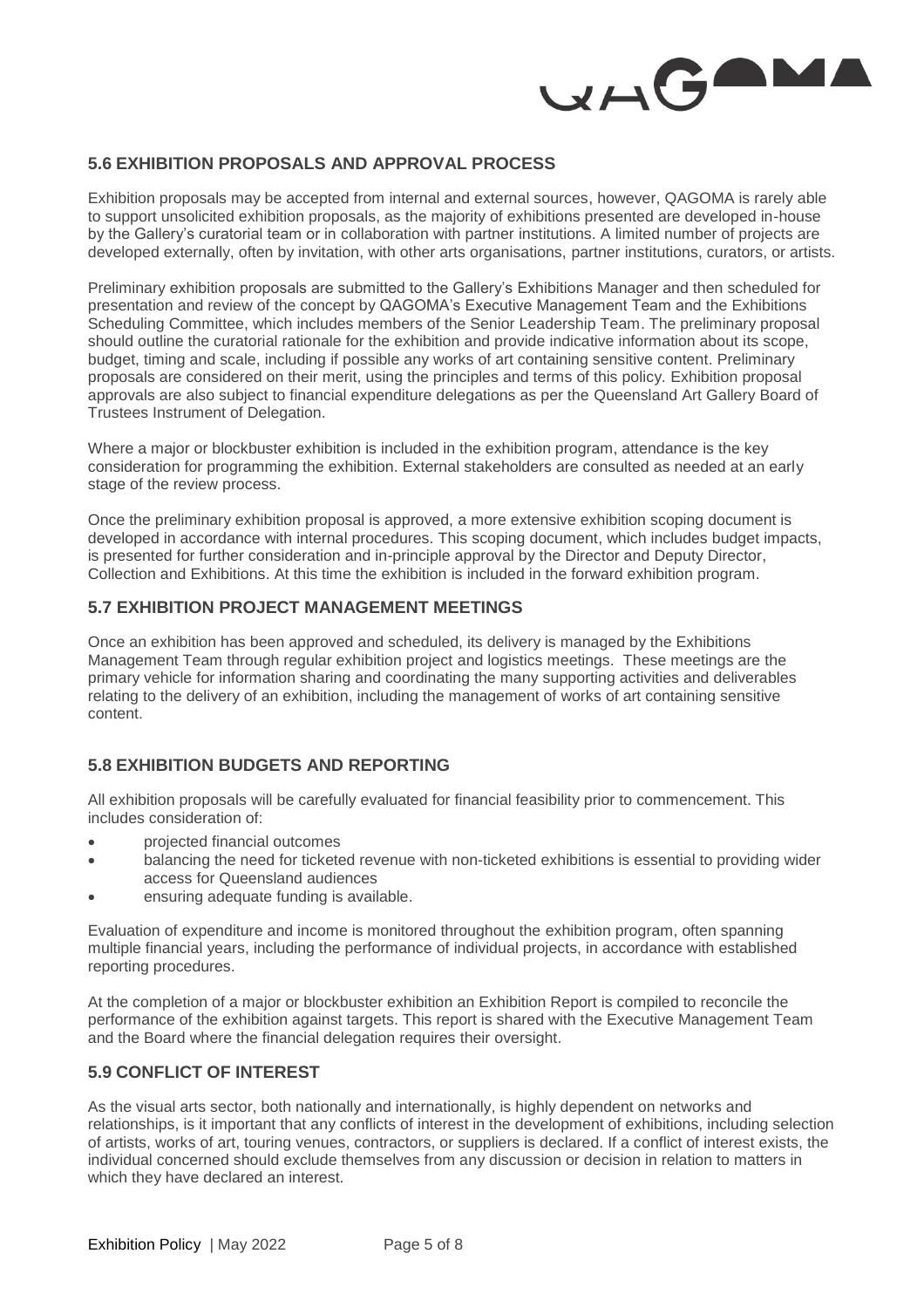## 5.6 EXHIBITION PROPOSALS AND APPROVAL PROCESS

Exhibition proposals may be accepted from internal and external sources, however, QAGOMA is rarely able to support unsolicited exhibition proposals, as the majority of exhibitions presented are developed in-house by the Gallery's curatorial team or in collaboration with partner institutions. A limited number of projects are developed externally, often by invitation, with other arts organisations, partner institutions, curators, or artists.

Preliminary exhibition proposals are submitted to the Gallery's Exhibitions Manager and then scheduled for presentation and review of the concept by QAGOMA's Executive Management Team and the Exhibitions Scheduling Committee, which includes members of the Senior Leadership Team. The preliminary proposal should outline the curatorial rationale for the exhibition and provide indicative information about its scope, budget, timing and scale, including if possible any works of art containing sensitive content. Preliminary proposals are considered on their merit, using the principles and terms of this policy. Exhibition proposal approvals are also subject to financial expenditure delegations as per the Queensland Art Gallery Board of Trustees Instrument of Delegation.

Where a major or blockbuster exhibition is included in the exhibition program, attendance is the key consideration for programming the exhibition. External stakeholders are consulted as needed at an early stage of the review process.

Once the preliminary exhibition proposal is approved, a more extensive exhibition scoping document is developed in accordance with internal procedures. This scoping document, which includes budget impacts, is presented for further consideration and in-principle approval by the Director and Deputy Director, Collection and Exhibitions. At this time the exhibition is included in the forward exhibition program.

## 5.7 EXHIBITION PROJECT MANAGEMENT MEETINGS

Once an exhibition has been approved and scheduled, its delivery is managed by the Exhibitions Management Team through regular exhibition project and logistics meetings. These meetings are the primary vehicle for information sharing and coordinating the many supporting activities and deliverables relating to the delivery of an exhibition, including the management of works of art containing sensitive content.

## 5.8 EXHIBITION BUDGETS AND REPORTING

All exhibition proposals will be carefully evaluated for financial feasibility prior to commencement. This includes consideration of:

- projected financial outcomes
- balancing the need for ticketed revenue with non-ticketed exhibitions is essential to providing wider access for Queensland audiences
- ensuring adequate funding is available.

Evaluation of expenditure and income is monitored throughout the exhibition program, often spanning multiple financial years, including the performance of individual projects, in accordance with established reporting procedures.

At the completion of a major or blockbuster exhibition an Exhibition Report is compiled to reconcile the performance of the exhibition against targets. This report is shared with the Executive Management Team and the Board where the financial delegation requires their oversight.

## 5.9 CONFLICT OF INTEREST

As the visual arts sector, both nationally and internationally, is highly dependent on networks and relationships, is it important that any conflicts of interest in the development of exhibitions, including selection of artists, works of art, touring venues, contractors, or suppliers is declared. If a conflict of interest exists, the individual concerned should exclude themselves from any discussion or decision in relation to matters in which they have declared an interest.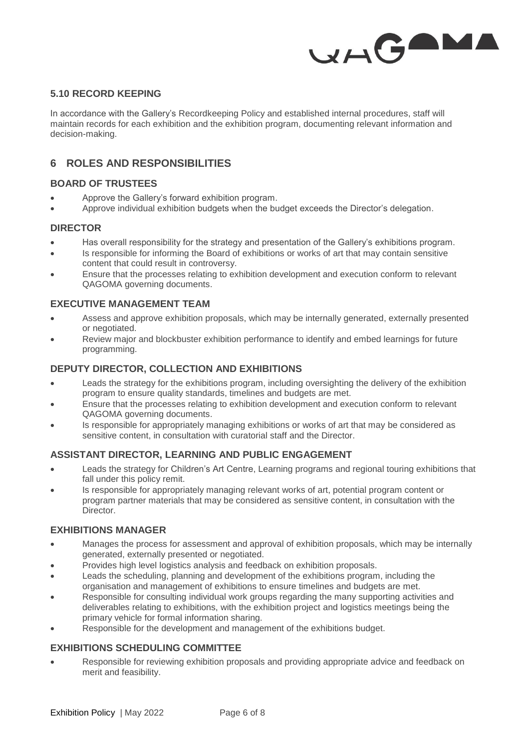### 5.10 RECORD KEEPING

In accordance with the Gallery's Recordkeeping Policy and established internal procedures, staff will maintain records for each exhibition and the exhibition program, documenting relevant information and decision-making.

## 6 ROLES AND RESPONSIBILITIES

### BOARD OF TRUSTEES

- Approve the Gallery's forward exhibition program.
- Approve individual exhibition budgets when the budget exceeds the Director's delegation.

### DIRECTOR

- Has overall responsibility for the strategy and presentation of the Gallery's exhibitions program.
- Is responsible for informing the Board of exhibitions or works of art that may contain sensitive content that could result in controversy.
- Ensure that the processes relating to exhibition development and execution conform to relevant QAGOMA governing documents.

### EXECUTIVE MANAGEMENT TEAM

- Assess and approve exhibition proposals, which may be internally generated, externally presented or negotiated.
- Review major and blockbuster exhibition performance to identify and embed learnings for future programming.

### DEPUTY DIRECTOR, COLLECTION AND EXHIBITIONS

- Leads the strategy for the exhibitions program, including oversighting the delivery of the exhibition program to ensure quality standards, timelines and budgets are met.
- Ensure that the processes relating to exhibition development and execution conform to relevant QAGOMA governing documents.
- Is responsible for appropriately managing exhibitions or works of art that may be considered as sensitive content, in consultation with curatorial staff and the Director.

### ASSISTANT DIRECTOR, LEARNING AND PUBLIC ENGAGEMENT

- Leads the strategy for Children's Art Centre, Learning programs and regional touring exhibitions that fall under this policy remit.
- Is responsible for appropriately managing relevant works of art, potential program content or program partner materials that may be considered as sensitive content, in consultation with the Director.

### EXHIBITIONS MANAGER

- Manages the process for assessment and approval of exhibition proposals, which may be internally generated, externally presented or negotiated.
- Provides high level logistics analysis and feedback on exhibition proposals.
- Leads the scheduling, planning and development of the exhibitions program, including the organisation and management of exhibitions to ensure timelines and budgets are met.
- Responsible for consulting individual work groups regarding the many supporting activities and deliverables relating to exhibitions, with the exhibition project and logistics meetings being the primary vehicle for formal information sharing.
- Responsible for the development and management of the exhibitions budget.

### EXHIBITIONS SCHEDULING COMMITTEE

- Responsible for reviewing exhibition proposals and providing appropriate advice and feedback on merit and feasibility.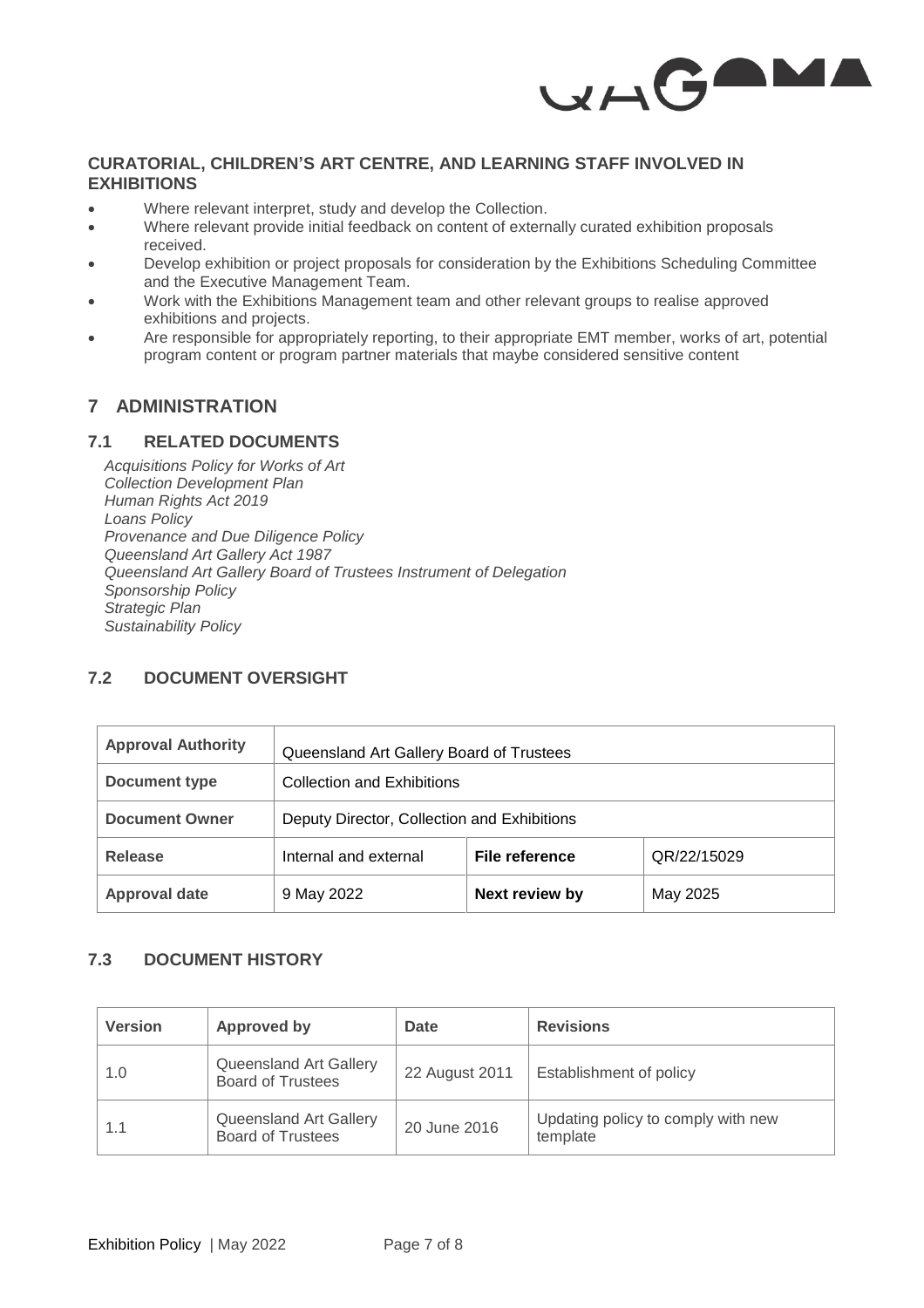### CURATORIAL, CHILDREN'S ART CENTRE, AND LEARNING STAFF INVOLVED IN EXHIBITIONS

- Where relevant interpret, study and develop the Collection.
- Where relevant provide initial feedback on content of externally curated exhibition proposals received.
- Develop exhibition or project proposals for consideration by the Exhibitions Scheduling Committee and the Executive Management Team.
- Work with the Exhibitions Management team and other relevant groups to realise approved exhibitions and projects.
- Are responsible for appropriately reporting, to their appropriate EMT member, works of art, potential program content or program partner materials that maybe considered sensitive content

## 7 ADMINISTRATION

### 7.1 RELATED DOCUMENTS

*Acquisitions Policy for Works of Art*
*Collection Development Plan*
*Human Rights Act 2019*
*Loans Policy*
*Provenance and Due Diligence Policy*
*Queensland Art Gallery Act 1987*
*Queensland Art Gallery Board of Trustees Instrument of Delegation*
*Sponsorship Policy*
*Strategic Plan*
*Sustainability Policy*

### 7.2 DOCUMENT OVERSIGHT

| **Approval Authority** | Queensland Art Gallery Board of Trustees | | |
|---|---|---|---|
| **Document type** | Collection and Exhibitions | | |
| **Document Owner** | Deputy Director, Collection and Exhibitions | | |
| **Release** | Internal and external | **File reference** | QR/22/15029 |
| **Approval date** | 9 May 2022 | **Next review by** | May 2025 |

### 7.3 DOCUMENT HISTORY

| Version | Approved by | Date | Revisions |
|---|---|---|---|
| 1.0 | Queensland Art Gallery Board of Trustees | 22 August 2011 | Establishment of policy |
| 1.1 | Queensland Art Gallery Board of Trustees | 20 June 2016 | Updating policy to comply with new template |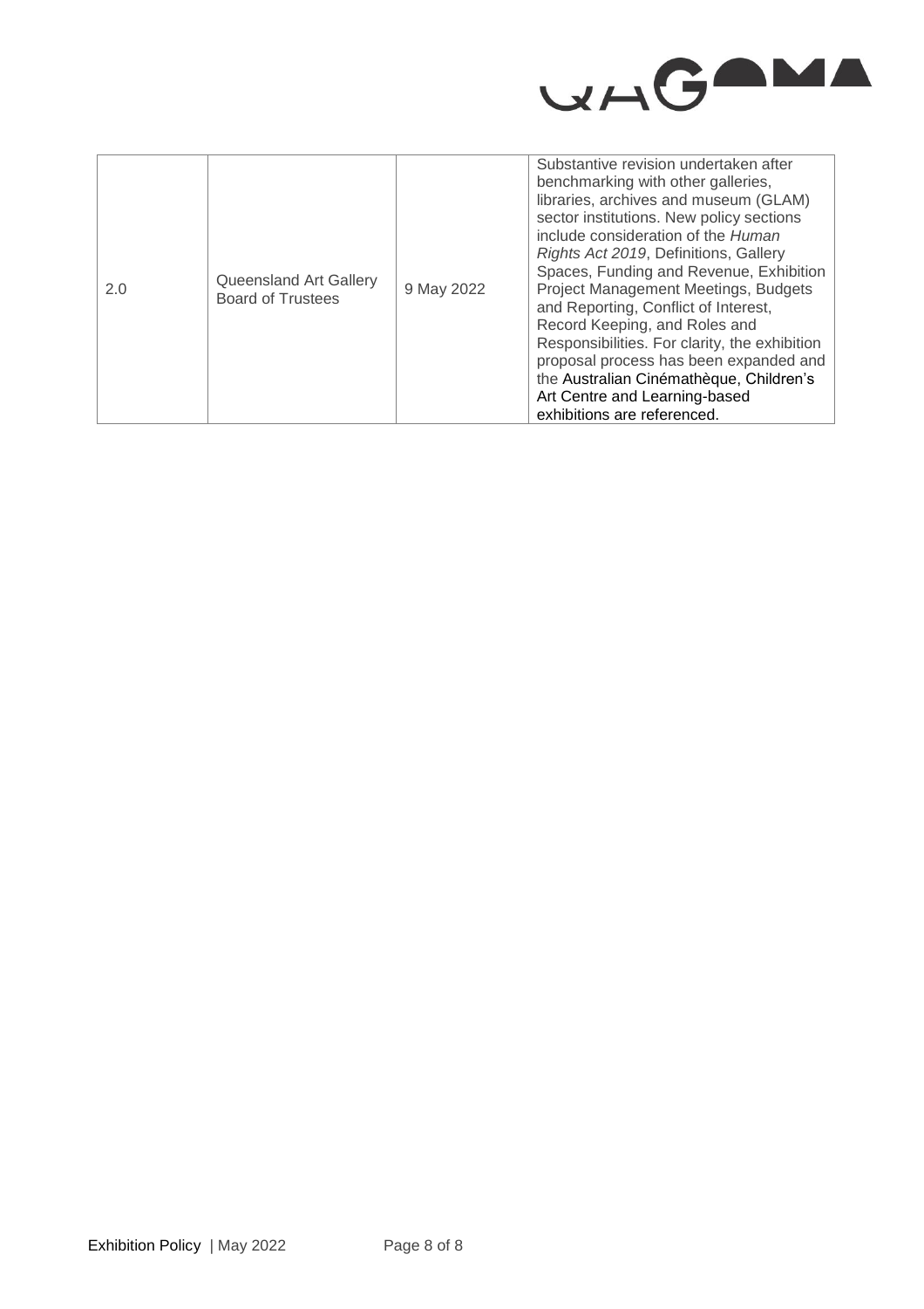| | | | |
|---|---|---|---|
| 2.0 | Queensland Art Gallery Board of Trustees | 9 May 2022 | Substantive revision undertaken after benchmarking with other galleries, libraries, archives and museum (GLAM) sector institutions. New policy sections include consideration of the *Human Rights Act 2019*, Definitions, Gallery Spaces, Funding and Revenue, Exhibition Project Management Meetings, Budgets and Reporting, Conflict of Interest, Record Keeping, and Roles and Responsibilities. For clarity, the exhibition proposal process has been expanded and the Australian Cinémathèque, Children's Art Centre and Learning-based exhibitions are referenced. |